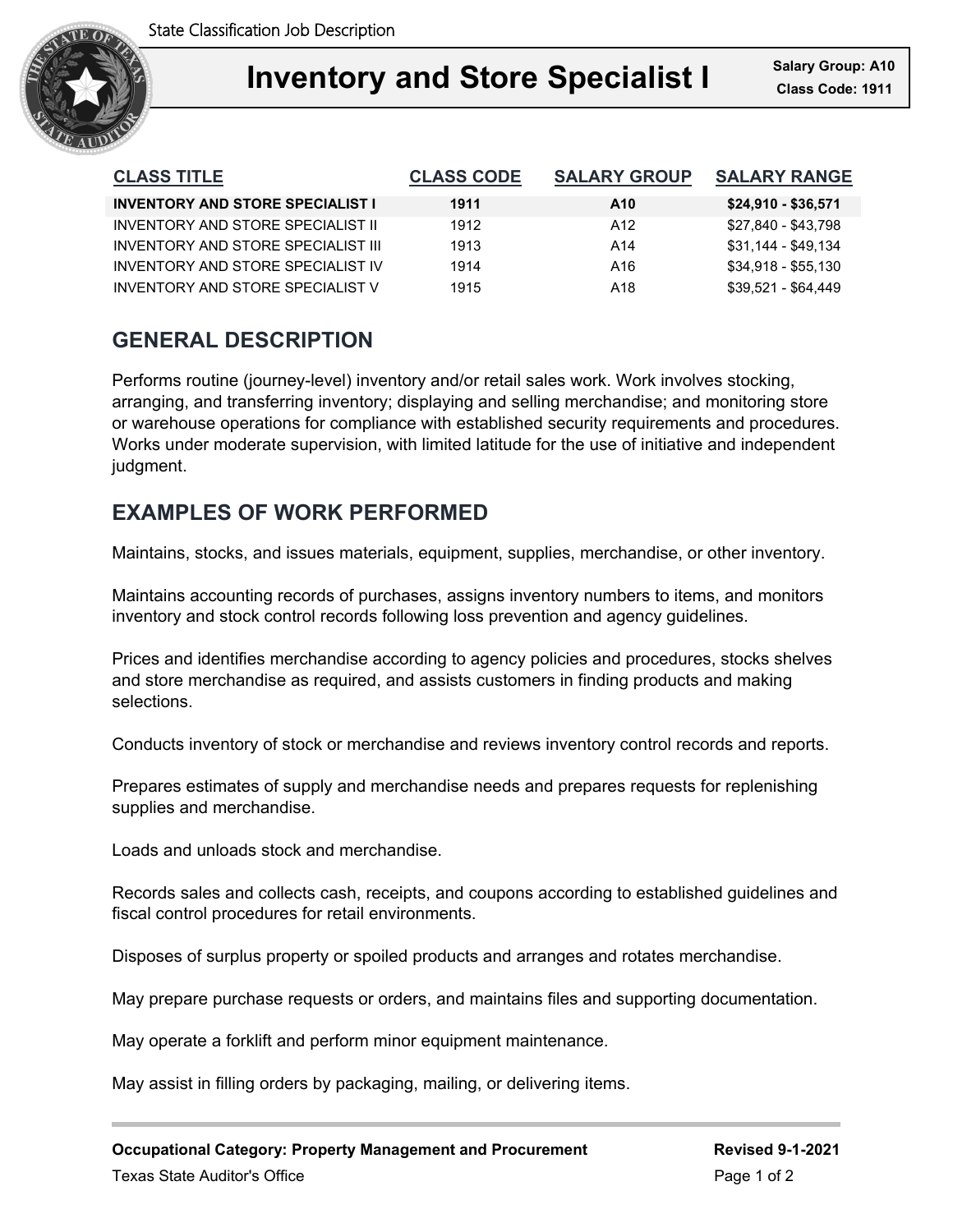State Classification Job Description

# Inventory and Store Specialist I

**Salary Group: A10**
**Class Code: 1911**

| CLASS TITLE | CLASS CODE | SALARY GROUP | SALARY RANGE |
|---|---|---|---|
| **INVENTORY AND STORE SPECIALIST I** | **1911** | **A10** | **$24,910 - $36,571** |
| INVENTORY AND STORE SPECIALIST II | 1912 | A12 | $27,840 - $43,798 |
| INVENTORY AND STORE SPECIALIST III | 1913 | A14 | $31,144 - $49,134 |
| INVENTORY AND STORE SPECIALIST IV | 1914 | A16 | $34,918 - $55,130 |
| INVENTORY AND STORE SPECIALIST V | 1915 | A18 | $39,521 - $64,449 |

## GENERAL DESCRIPTION

Performs routine (journey-level) inventory and/or retail sales work. Work involves stocking, arranging, and transferring inventory; displaying and selling merchandise; and monitoring store or warehouse operations for compliance with established security requirements and procedures. Works under moderate supervision, with limited latitude for the use of initiative and independent judgment.

## EXAMPLES OF WORK PERFORMED

Maintains, stocks, and issues materials, equipment, supplies, merchandise, or other inventory.

Maintains accounting records of purchases, assigns inventory numbers to items, and monitors inventory and stock control records following loss prevention and agency guidelines.

Prices and identifies merchandise according to agency policies and procedures, stocks shelves and store merchandise as required, and assists customers in finding products and making selections.

Conducts inventory of stock or merchandise and reviews inventory control records and reports.

Prepares estimates of supply and merchandise needs and prepares requests for replenishing supplies and merchandise.

Loads and unloads stock and merchandise.

Records sales and collects cash, receipts, and coupons according to established guidelines and fiscal control procedures for retail environments.

Disposes of surplus property or spoiled products and arranges and rotates merchandise.

May prepare purchase requests or orders, and maintains files and supporting documentation.

May operate a forklift and perform minor equipment maintenance.

May assist in filling orders by packaging, mailing, or delivering items.

**Occupational Category: Property Management and Procurement**

**Revised 9-1-2021**

Texas State Auditor's Office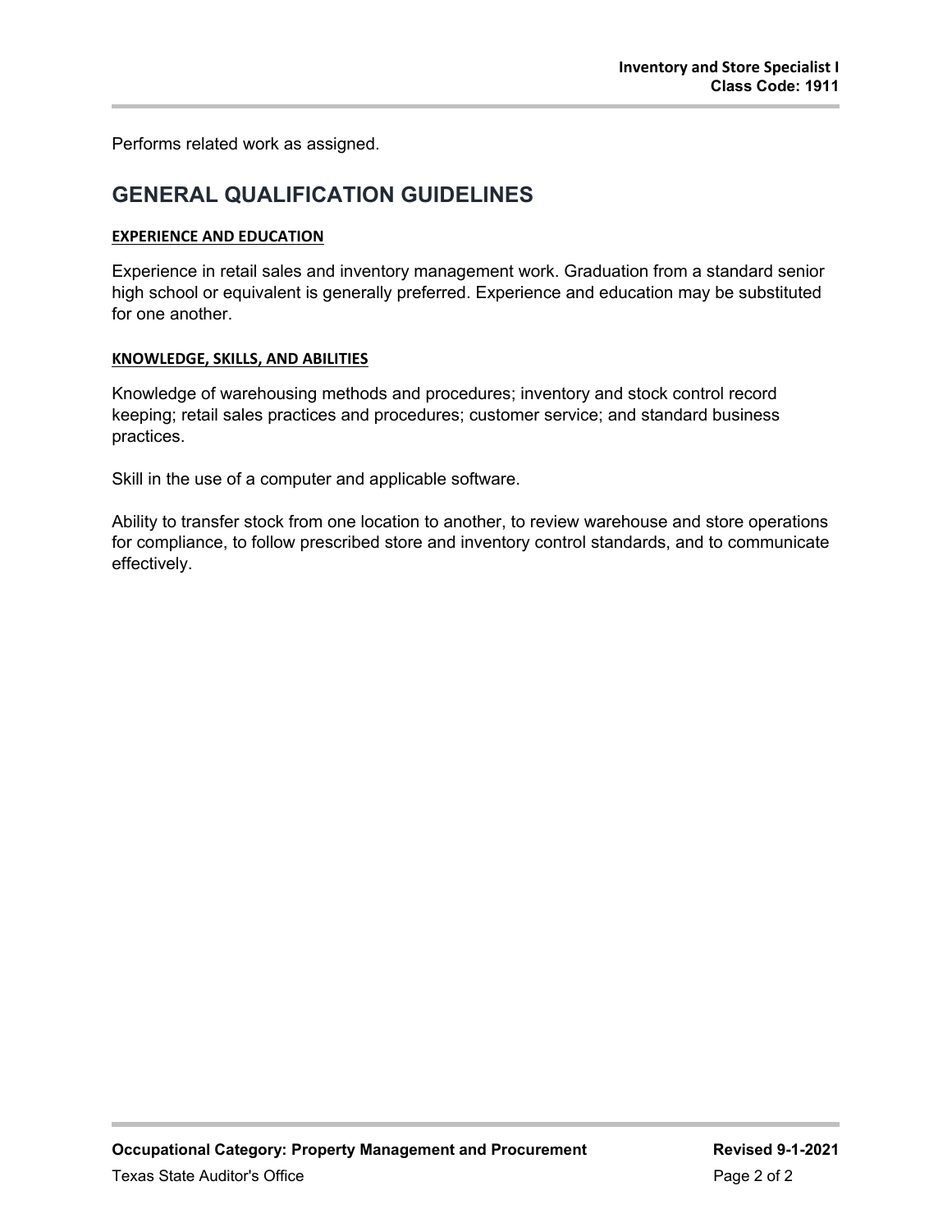Performs related work as assigned.

## GENERAL QUALIFICATION GUIDELINES

### EXPERIENCE AND EDUCATION

Experience in retail sales and inventory management work. Graduation from a standard senior high school or equivalent is generally preferred. Experience and education may be substituted for one another.

### KNOWLEDGE, SKILLS, AND ABILITIES

Knowledge of warehousing methods and procedures; inventory and stock control record keeping; retail sales practices and procedures; customer service; and standard business practices.

Skill in the use of a computer and applicable software.

Ability to transfer stock from one location to another, to review warehouse and store operations for compliance, to follow prescribed store and inventory control standards, and to communicate effectively.